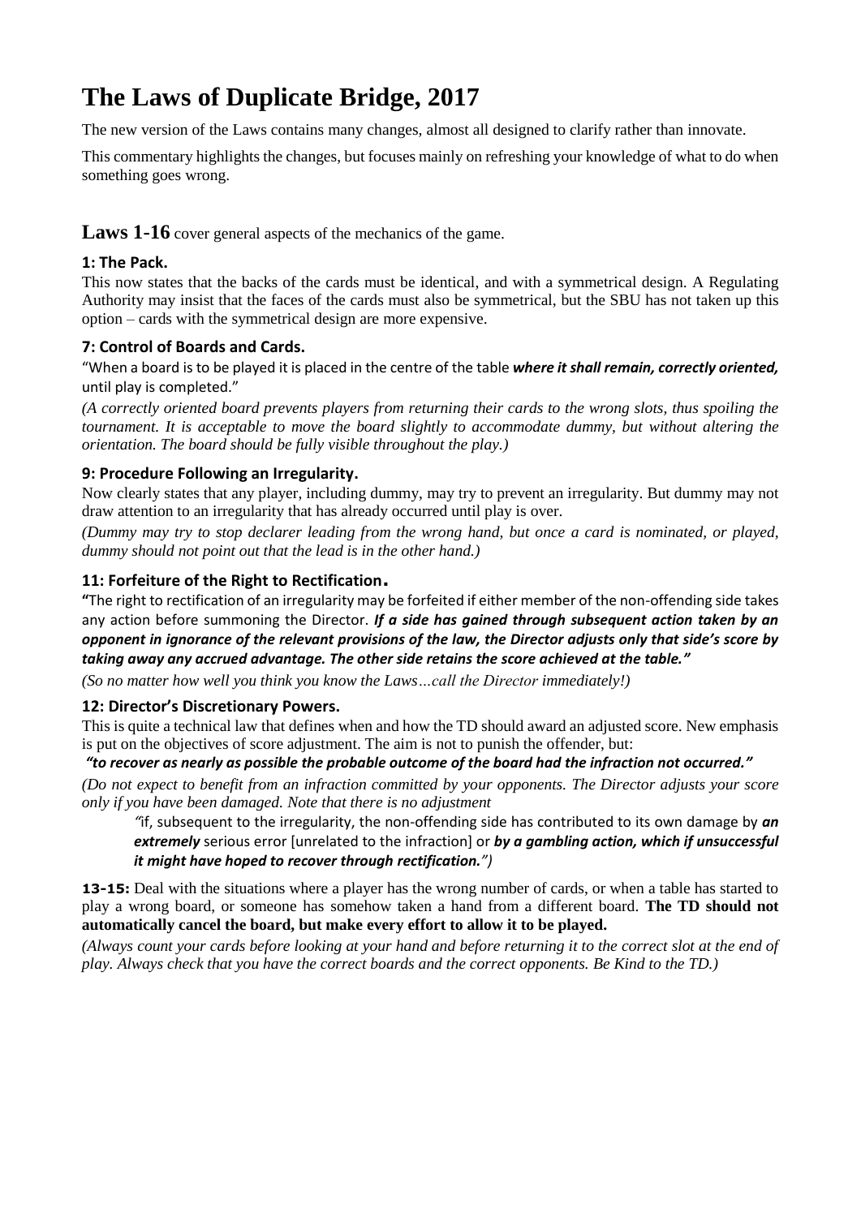# The Laws of Duplicate Bridge, 2017

The new version of the Laws contains many changes, almost all designed to clarify rather than innovate.

This commentary highlights the changes, but focuses mainly on refreshing your knowledge of what to do when something goes wrong.

## Laws 1-16 cover general aspects of the mechanics of the game.

### 1: The Pack.

This now states that the backs of the cards must be identical, and with a symmetrical design. A Regulating Authority may insist that the faces of the cards must also be symmetrical, but the SBU has not taken up this option – cards with the symmetrical design are more expensive.

### 7: Control of Boards and Cards.

"When a board is to be played it is placed in the centre of the table ***where it shall remain, correctly oriented,*** until play is completed."

*(A correctly oriented board prevents players from returning their cards to the wrong slots, thus spoiling the tournament. It is acceptable to move the board slightly to accommodate dummy, but without altering the orientation. The board should be fully visible throughout the play.)*

### 9: Procedure Following an Irregularity.

Now clearly states that any player, including dummy, may try to prevent an irregularity. But dummy may not draw attention to an irregularity that has already occurred until play is over.

*(Dummy may try to stop declarer leading from the wrong hand, but once a card is nominated, or played, dummy should not point out that the lead is in the other hand.)*

### 11: Forfeiture of the Right to Rectification.

**"**The right to rectification of an irregularity may be forfeited if either member of the non-offending side takes any action before summoning the Director. ***If a side has gained through subsequent action taken by an opponent in ignorance of the relevant provisions of the law, the Director adjusts only that side's score by taking away any accrued advantage. The other side retains the score achieved at the table."***

*(So no matter how well you think you know the Laws…call the Director immediately!)*

### 12: Director's Discretionary Powers.

This is quite a technical law that defines when and how the TD should award an adjusted score. New emphasis is put on the objectives of score adjustment. The aim is not to punish the offender, but:

***"to recover as nearly as possible the probable outcome of the board had the infraction not occurred."***

*(Do not expect to benefit from an infraction committed by your opponents. The Director adjusts your score only if you have been damaged. Note that there is no adjustment*

> *"*if, subsequent to the irregularity, the non-offending side has contributed to its own damage by ***an extremely*** serious error [unrelated to the infraction] or ***by a gambling action, which if unsuccessful it might have hoped to recover through rectification.")***

**13-15:** Deal with the situations where a player has the wrong number of cards, or when a table has started to play a wrong board, or someone has somehow taken a hand from a different board. **The TD should not automatically cancel the board, but make every effort to allow it to be played.**

*(Always count your cards before looking at your hand and before returning it to the correct slot at the end of play. Always check that you have the correct boards and the correct opponents. Be Kind to the TD.)*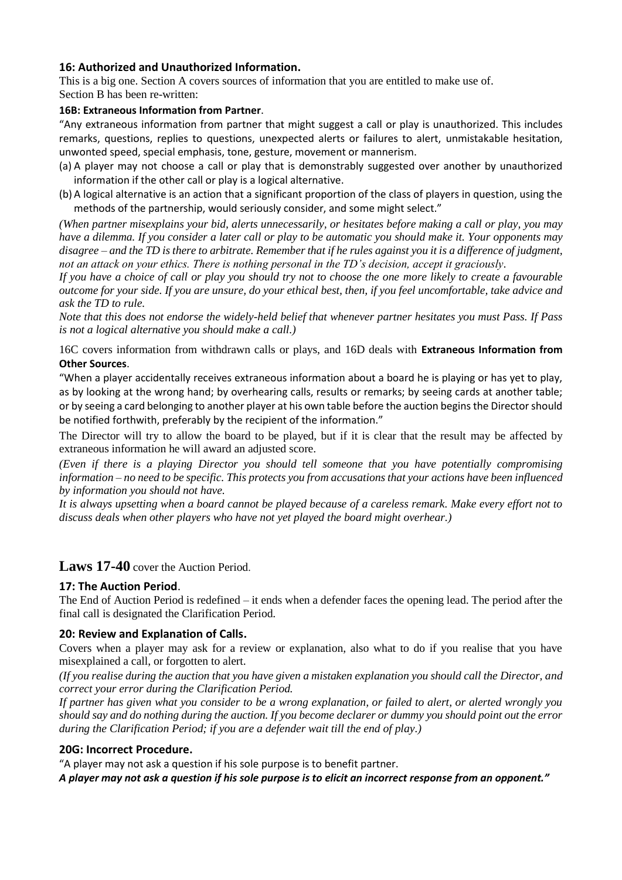### 16: Authorized and Unauthorized Information.

This is a big one. Section A covers sources of information that you are entitled to make use of.
Section B has been re-written:

#### 16B: Extraneous Information from Partner.

"Any extraneous information from partner that might suggest a call or play is unauthorized. This includes remarks, questions, replies to questions, unexpected alerts or failures to alert, unmistakable hesitation, unwonted speed, special emphasis, tone, gesture, movement or mannerism.

(a) A player may not choose a call or play that is demonstrably suggested over another by unauthorized information if the other call or play is a logical alternative.
(b) A logical alternative is an action that a significant proportion of the class of players in question, using the methods of the partnership, would seriously consider, and some might select."

*(When partner misexplains your bid, alerts unnecessarily, or hesitates before making a call or play, you may have a dilemma. If you consider a later call or play to be automatic you should make it. Your opponents may disagree – and the TD is there to arbitrate. Remember that if he rules against you it is a difference of judgment, not an attack on your ethics. There is nothing personal in the TD's decision, accept it graciously.*

*If you have a choice of call or play you should try not to choose the one more likely to create a favourable outcome for your side. If you are unsure, do your ethical best, then, if you feel uncomfortable, take advice and ask the TD to rule.*

*Note that this does not endorse the widely-held belief that whenever partner hesitates you must Pass. If Pass is not a logical alternative you should make a call.)*

16C covers information from withdrawn calls or plays, and 16D deals with **Extraneous Information from Other Sources**.

"When a player accidentally receives extraneous information about a board he is playing or has yet to play, as by looking at the wrong hand; by overhearing calls, results or remarks; by seeing cards at another table; or by seeing a card belonging to another player at his own table before the auction begins the Director should be notified forthwith, preferably by the recipient of the information."

The Director will try to allow the board to be played, but if it is clear that the result may be affected by extraneous information he will award an adjusted score.

*(Even if there is a playing Director you should tell someone that you have potentially compromising information – no need to be specific. This protects you from accusations that your actions have been influenced by information you should not have.*

*It is always upsetting when a board cannot be played because of a careless remark. Make every effort not to discuss deals when other players who have not yet played the board might overhear.)*

## Laws 17-40 cover the Auction Period.

### 17: The Auction Period.

The End of Auction Period is redefined – it ends when a defender faces the opening lead. The period after the final call is designated the Clarification Period.

### 20: Review and Explanation of Calls.

Covers when a player may ask for a review or explanation, also what to do if you realise that you have misexplained a call, or forgotten to alert.

*(If you realise during the auction that you have given a mistaken explanation you should call the Director, and correct your error during the Clarification Period.*

*If partner has given what you consider to be a wrong explanation, or failed to alert, or alerted wrongly you should say and do nothing during the auction. If you become declarer or dummy you should point out the error during the Clarification Period; if you are a defender wait till the end of play.)*

### 20G: Incorrect Procedure.

"A player may not ask a question if his sole purpose is to benefit partner.
***A player may not ask a question if his sole purpose is to elicit an incorrect response from an opponent."***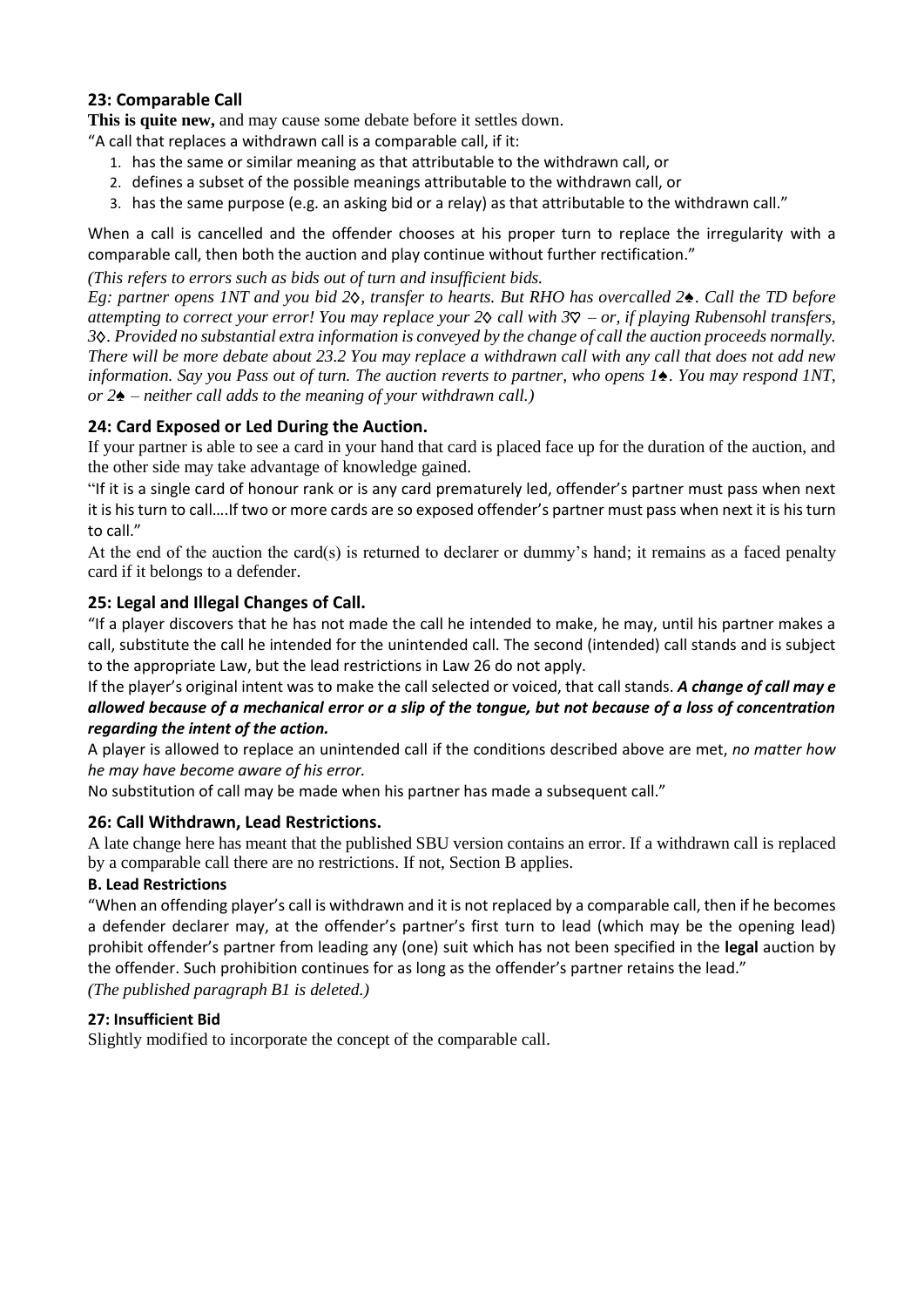## 23: Comparable Call

**This is quite new,** and may cause some debate before it settles down.

"A call that replaces a withdrawn call is a comparable call, if it:

1. has the same or similar meaning as that attributable to the withdrawn call, or
2. defines a subset of the possible meanings attributable to the withdrawn call, or
3. has the same purpose (e.g. an asking bid or a relay) as that attributable to the withdrawn call."

When a call is cancelled and the offender chooses at his proper turn to replace the irregularity with a comparable call, then both the auction and play continue without further rectification."

*(This refers to errors such as bids out of turn and insufficient bids.*

*Eg: partner opens 1NT and you bid 2♢, transfer to hearts. But RHO has overcalled 2♠. Call the TD before attempting to correct your error! You may replace your 2♢ call with 3♡ – or, if playing Rubensohl transfers, 3♢. Provided no substantial extra information is conveyed by the change of call the auction proceeds normally. There will be more debate about 23.2 You may replace a withdrawn call with any call that does not add new information. Say you Pass out of turn. The auction reverts to partner, who opens 1♠. You may respond 1NT, or 2♠ – neither call adds to the meaning of your withdrawn call.)*

## 24: Card Exposed or Led During the Auction.

If your partner is able to see a card in your hand that card is placed face up for the duration of the auction, and the other side may take advantage of knowledge gained.

"If it is a single card of honour rank or is any card prematurely led, offender's partner must pass when next it is his turn to call….If two or more cards are so exposed offender's partner must pass when next it is his turn to call."

At the end of the auction the card(s) is returned to declarer or dummy's hand; it remains as a faced penalty card if it belongs to a defender.

## 25: Legal and Illegal Changes of Call.

"If a player discovers that he has not made the call he intended to make, he may, until his partner makes a call, substitute the call he intended for the unintended call. The second (intended) call stands and is subject to the appropriate Law, but the lead restrictions in Law 26 do not apply.

If the player's original intent was to make the call selected or voiced, that call stands. ***A change of call may e allowed because of a mechanical error or a slip of the tongue, but not because of a loss of concentration regarding the intent of the action.***

A player is allowed to replace an unintended call if the conditions described above are met, *no matter how he may have become aware of his error.*

No substitution of call may be made when his partner has made a subsequent call."

## 26: Call Withdrawn, Lead Restrictions.

A late change here has meant that the published SBU version contains an error. If a withdrawn call is replaced by a comparable call there are no restrictions. If not, Section B applies.

**B. Lead Restrictions**

"When an offending player's call is withdrawn and it is not replaced by a comparable call, then if he becomes a defender declarer may, at the offender's partner's first turn to lead (which may be the opening lead) prohibit offender's partner from leading any (one) suit which has not been specified in the **legal** auction by the offender. Such prohibition continues for as long as the offender's partner retains the lead."

*(The published paragraph B1 is deleted.)*

**27: Insufficient Bid**

Slightly modified to incorporate the concept of the comparable call.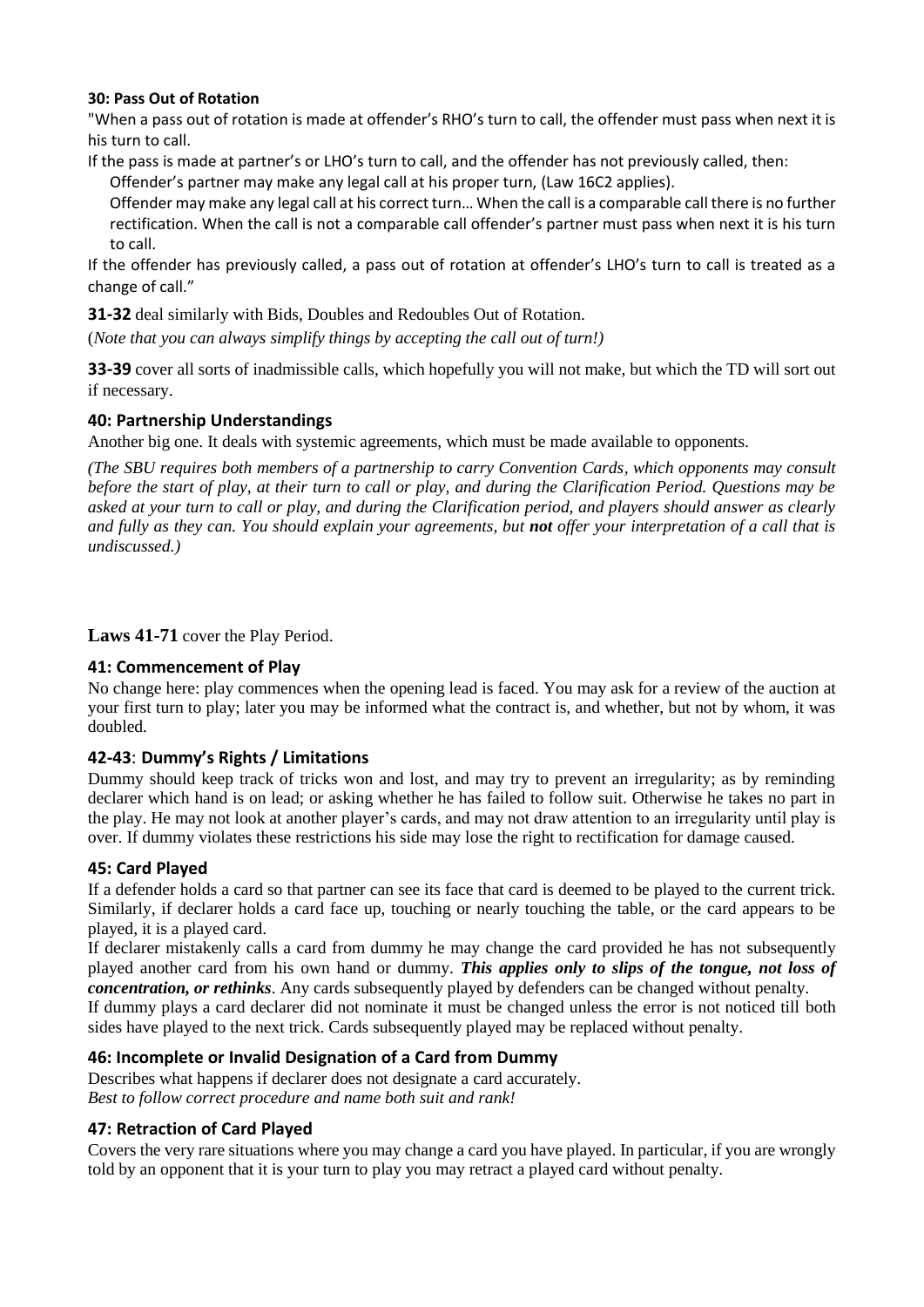#### 30: Pass Out of Rotation

"When a pass out of rotation is made at offender's RHO's turn to call, the offender must pass when next it is his turn to call.

If the pass is made at partner's or LHO's turn to call, and the offender has not previously called, then:

Offender's partner may make any legal call at his proper turn, (Law 16C2 applies).

Offender may make any legal call at his correct turn… When the call is a comparable call there is no further rectification. When the call is not a comparable call offender's partner must pass when next it is his turn to call.

If the offender has previously called, a pass out of rotation at offender's LHO's turn to call is treated as a change of call."

**31-32** deal similarly with Bids, Doubles and Redoubles Out of Rotation.

(*Note that you can always simplify things by accepting the call out of turn!)*

**33-39** cover all sorts of inadmissible calls, which hopefully you will not make, but which the TD will sort out if necessary.

### 40: Partnership Understandings

Another big one. It deals with systemic agreements, which must be made available to opponents.

*(The SBU requires both members of a partnership to carry Convention Cards, which opponents may consult before the start of play, at their turn to call or play, and during the Clarification Period. Questions may be asked at your turn to call or play, and during the Clarification period, and players should answer as clearly and fully as they can. You should explain your agreements, but **not** offer your interpretation of a call that is undiscussed.)*

**Laws 41-71** cover the Play Period.

### 41: Commencement of Play

No change here: play commences when the opening lead is faced. You may ask for a review of the auction at your first turn to play; later you may be informed what the contract is, and whether, but not by whom, it was doubled.

### 42-43: Dummy's Rights / Limitations

Dummy should keep track of tricks won and lost, and may try to prevent an irregularity; as by reminding declarer which hand is on lead; or asking whether he has failed to follow suit. Otherwise he takes no part in the play. He may not look at another player's cards, and may not draw attention to an irregularity until play is over. If dummy violates these restrictions his side may lose the right to rectification for damage caused.

### 45: Card Played

If a defender holds a card so that partner can see its face that card is deemed to be played to the current trick. Similarly, if declarer holds a card face up, touching or nearly touching the table, or the card appears to be played, it is a played card.

If declarer mistakenly calls a card from dummy he may change the card provided he has not subsequently played another card from his own hand or dummy. ***This applies only to slips of the tongue, not loss of concentration, or rethinks***. Any cards subsequently played by defenders can be changed without penalty.

If dummy plays a card declarer did not nominate it must be changed unless the error is not noticed till both sides have played to the next trick. Cards subsequently played may be replaced without penalty.

### 46: Incomplete or Invalid Designation of a Card from Dummy

Describes what happens if declarer does not designate a card accurately.

*Best to follow correct procedure and name both suit and rank!*

### 47: Retraction of Card Played

Covers the very rare situations where you may change a card you have played. In particular, if you are wrongly told by an opponent that it is your turn to play you may retract a played card without penalty.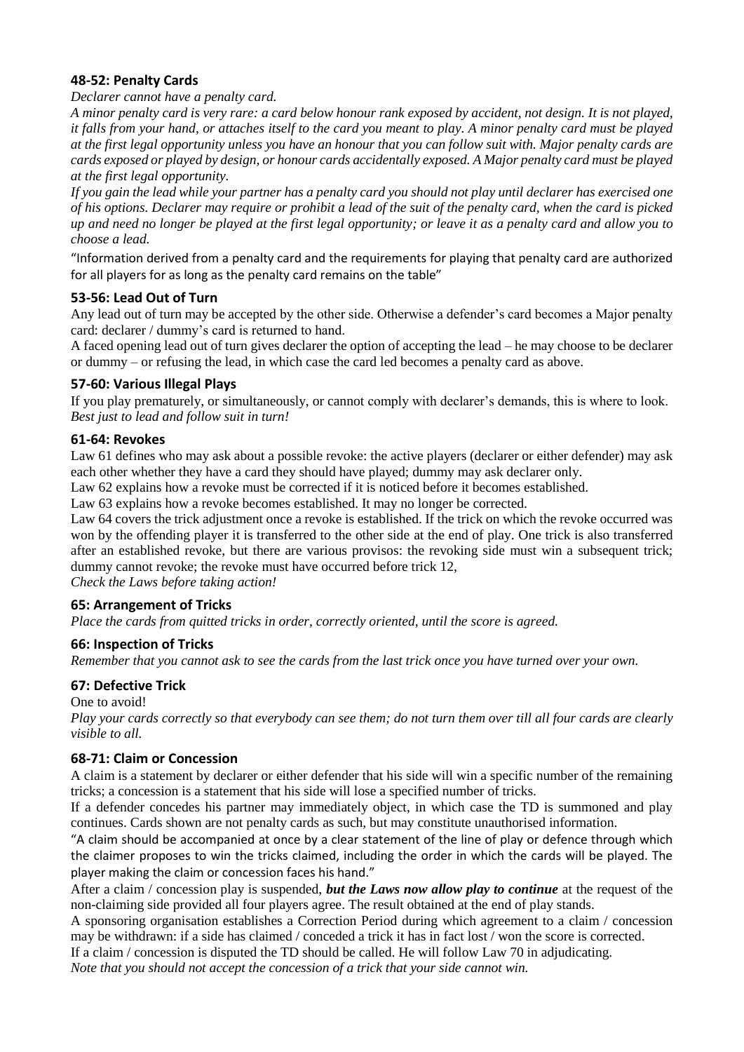### 48-52: Penalty Cards

*Declarer cannot have a penalty card.*

*A minor penalty card is very rare: a card below honour rank exposed by accident, not design. It is not played, it falls from your hand, or attaches itself to the card you meant to play. A minor penalty card must be played at the first legal opportunity unless you have an honour that you can follow suit with. Major penalty cards are cards exposed or played by design, or honour cards accidentally exposed. A Major penalty card must be played at the first legal opportunity.*

*If you gain the lead while your partner has a penalty card you should not play until declarer has exercised one of his options. Declarer may require or prohibit a lead of the suit of the penalty card, when the card is picked up and need no longer be played at the first legal opportunity; or leave it as a penalty card and allow you to choose a lead.*

"Information derived from a penalty card and the requirements for playing that penalty card are authorized for all players for as long as the penalty card remains on the table"

### 53-56: Lead Out of Turn

Any lead out of turn may be accepted by the other side. Otherwise a defender's card becomes a Major penalty card: declarer / dummy's card is returned to hand.

A faced opening lead out of turn gives declarer the option of accepting the lead – he may choose to be declarer or dummy – or refusing the lead, in which case the card led becomes a penalty card as above.

### 57-60: Various Illegal Plays

If you play prematurely, or simultaneously, or cannot comply with declarer's demands, this is where to look. *Best just to lead and follow suit in turn!*

### 61-64: Revokes

Law 61 defines who may ask about a possible revoke: the active players (declarer or either defender) may ask each other whether they have a card they should have played; dummy may ask declarer only.

Law 62 explains how a revoke must be corrected if it is noticed before it becomes established.

Law 63 explains how a revoke becomes established. It may no longer be corrected.

Law 64 covers the trick adjustment once a revoke is established. If the trick on which the revoke occurred was won by the offending player it is transferred to the other side at the end of play. One trick is also transferred after an established revoke, but there are various provisos: the revoking side must win a subsequent trick; dummy cannot revoke; the revoke must have occurred before trick 12,

*Check the Laws before taking action!*

### 65: Arrangement of Tricks

*Place the cards from quitted tricks in order, correctly oriented, until the score is agreed.*

### 66: Inspection of Tricks

*Remember that you cannot ask to see the cards from the last trick once you have turned over your own.*

### 67: Defective Trick

One to avoid!

*Play your cards correctly so that everybody can see them; do not turn them over till all four cards are clearly visible to all.*

### 68-71: Claim or Concession

A claim is a statement by declarer or either defender that his side will win a specific number of the remaining tricks; a concession is a statement that his side will lose a specified number of tricks.

If a defender concedes his partner may immediately object, in which case the TD is summoned and play continues. Cards shown are not penalty cards as such, but may constitute unauthorised information.

"A claim should be accompanied at once by a clear statement of the line of play or defence through which the claimer proposes to win the tricks claimed, including the order in which the cards will be played. The player making the claim or concession faces his hand."

After a claim / concession play is suspended, ***but the Laws now allow play to continue*** at the request of the non-claiming side provided all four players agree. The result obtained at the end of play stands.

A sponsoring organisation establishes a Correction Period during which agreement to a claim / concession may be withdrawn: if a side has claimed / conceded a trick it has in fact lost / won the score is corrected.

If a claim / concession is disputed the TD should be called. He will follow Law 70 in adjudicating.

*Note that you should not accept the concession of a trick that your side cannot win.*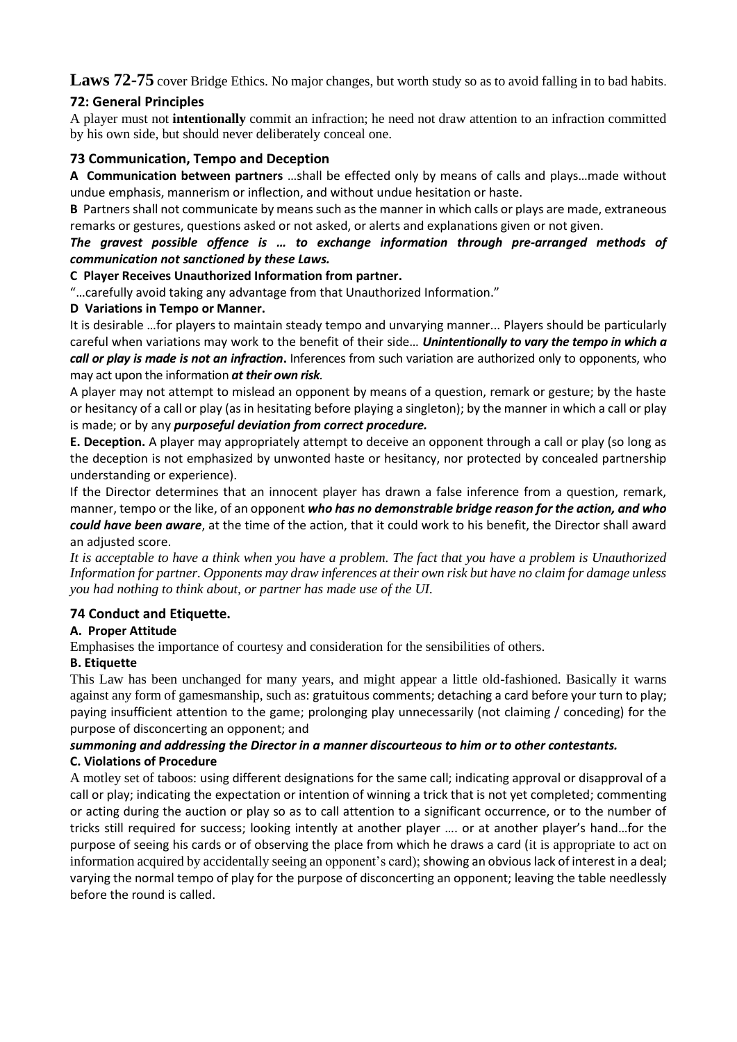**Laws 72-75** cover Bridge Ethics. No major changes, but worth study so as to avoid falling in to bad habits.

### 72: General Principles

A player must not **intentionally** commit an infraction; he need not draw attention to an infraction committed by his own side, but should never deliberately conceal one.

### 73 Communication, Tempo and Deception

**A Communication between partners** …shall be effected only by means of calls and plays…made without undue emphasis, mannerism or inflection, and without undue hesitation or haste.

**B** Partners shall not communicate by means such as the manner in which calls or plays are made, extraneous remarks or gestures, questions asked or not asked, or alerts and explanations given or not given.

***The gravest possible offence is … to exchange information through pre-arranged methods of communication not sanctioned by these Laws.***

**C Player Receives Unauthorized Information from partner.**

"…carefully avoid taking any advantage from that Unauthorized Information."

**D Variations in Tempo or Manner.**

It is desirable …for players to maintain steady tempo and unvarying manner... Players should be particularly careful when variations may work to the benefit of their side… ***Unintentionally to vary the tempo in which a call or play is made is not an infraction*.** Inferences from such variation are authorized only to opponents, who may act upon the information ***at their own risk***.

A player may not attempt to mislead an opponent by means of a question, remark or gesture; by the haste or hesitancy of a call or play (as in hesitating before playing a singleton); by the manner in which a call or play is made; or by any ***purposeful deviation from correct procedure.***

**E. Deception.** A player may appropriately attempt to deceive an opponent through a call or play (so long as the deception is not emphasized by unwonted haste or hesitancy, nor protected by concealed partnership understanding or experience).

If the Director determines that an innocent player has drawn a false inference from a question, remark, manner, tempo or the like, of an opponent ***who has no demonstrable bridge reason for the action, and who could have been aware***, at the time of the action, that it could work to his benefit, the Director shall award an adjusted score.

*It is acceptable to have a think when you have a problem. The fact that you have a problem is Unauthorized Information for partner. Opponents may draw inferences at their own risk but have no claim for damage unless you had nothing to think about, or partner has made use of the UI.*

### 74 Conduct and Etiquette.

**A. Proper Attitude**

Emphasises the importance of courtesy and consideration for the sensibilities of others.

**B. Etiquette**

This Law has been unchanged for many years, and might appear a little old-fashioned. Basically it warns against any form of gamesmanship, such as: gratuitous comments; detaching a card before your turn to play; paying insufficient attention to the game; prolonging play unnecessarily (not claiming / conceding) for the purpose of disconcerting an opponent; and

***summoning and addressing the Director in a manner discourteous to him or to other contestants.***

**C. Violations of Procedure**

A motley set of taboos: using different designations for the same call; indicating approval or disapproval of a call or play; indicating the expectation or intention of winning a trick that is not yet completed; commenting or acting during the auction or play so as to call attention to a significant occurrence, or to the number of tricks still required for success; looking intently at another player …. or at another player's hand…for the purpose of seeing his cards or of observing the place from which he draws a card (it is appropriate to act on information acquired by accidentally seeing an opponent's card); showing an obvious lack of interest in a deal; varying the normal tempo of play for the purpose of disconcerting an opponent; leaving the table needlessly before the round is called.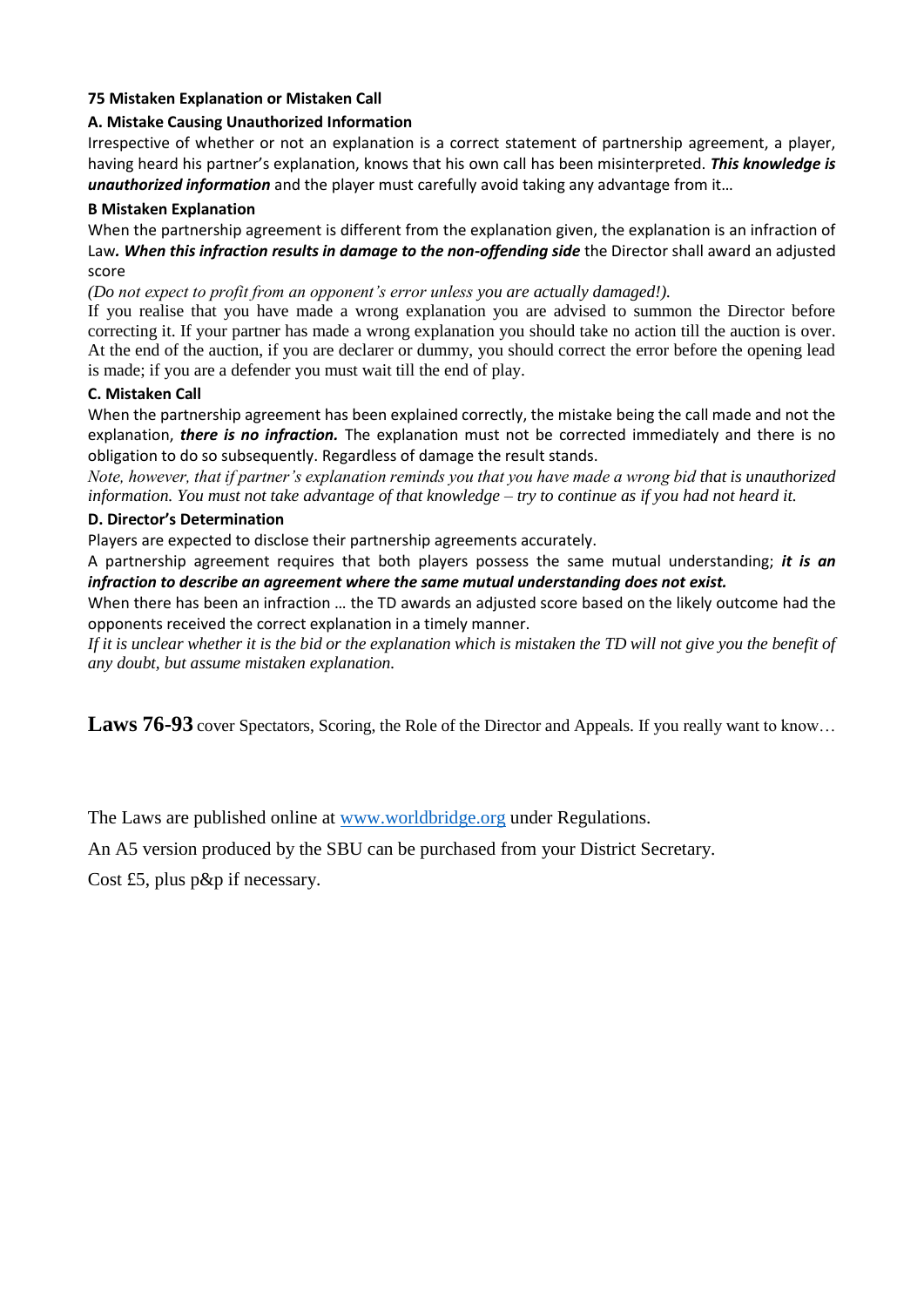### 75 Mistaken Explanation or Mistaken Call

#### A. Mistake Causing Unauthorized Information

Irrespective of whether or not an explanation is a correct statement of partnership agreement, a player, having heard his partner's explanation, knows that his own call has been misinterpreted. ***This knowledge is unauthorized information*** and the player must carefully avoid taking any advantage from it…

#### B Mistaken Explanation

When the partnership agreement is different from the explanation given, the explanation is an infraction of Law***. When this infraction results in damage to the non-offending side*** the Director shall award an adjusted score

*(Do not expect to profit from an opponent's error unless you are actually damaged!).*

If you realise that you have made a wrong explanation you are advised to summon the Director before correcting it. If your partner has made a wrong explanation you should take no action till the auction is over. At the end of the auction, if you are declarer or dummy, you should correct the error before the opening lead is made; if you are a defender you must wait till the end of play.

#### C. Mistaken Call

When the partnership agreement has been explained correctly, the mistake being the call made and not the explanation, ***there is no infraction.*** The explanation must not be corrected immediately and there is no obligation to do so subsequently. Regardless of damage the result stands.

*Note, however, that if partner's explanation reminds you that you have made a wrong bid that is unauthorized information. You must not take advantage of that knowledge – try to continue as if you had not heard it.*

#### D. Director's Determination

Players are expected to disclose their partnership agreements accurately.

A partnership agreement requires that both players possess the same mutual understanding; ***it is an infraction to describe an agreement where the same mutual understanding does not exist.***

When there has been an infraction … the TD awards an adjusted score based on the likely outcome had the opponents received the correct explanation in a timely manner.

*If it is unclear whether it is the bid or the explanation which is mistaken the TD will not give you the benefit of any doubt, but assume mistaken explanation.*

**Laws 76-93** cover Spectators, Scoring, the Role of the Director and Appeals. If you really want to know…

The Laws are published online at [www.worldbridge.org](http://www.worldbridge.org) under Regulations.

An A5 version produced by the SBU can be purchased from your District Secretary.

Cost £5, plus p&p if necessary.